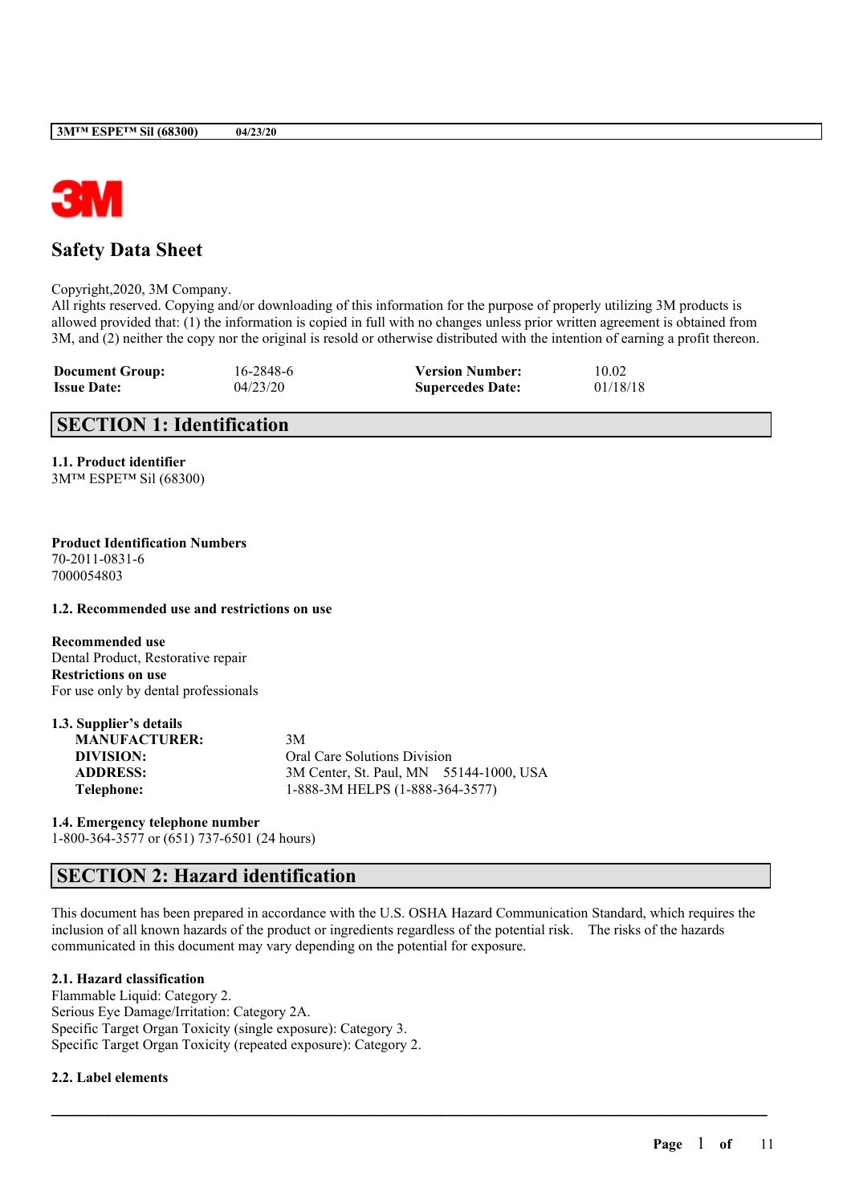# Safety Data Sheet

Copyright,2020, 3M Company.
All rights reserved. Copying and/or downloading of this information for the purpose of properly utilizing 3M products is allowed provided that: (1) the information is copied in full with no changes unless prior written agreement is obtained from 3M, and (2) neither the copy nor the original is resold or otherwise distributed with the intention of earning a profit thereon.

| | | | |
|---|---|---|---|
| **Document Group:** | 16-2848-6 | **Version Number:** | 10.02 |
| **Issue Date:** | 04/23/20 | **Supercedes Date:** | 01/18/18 |

## SECTION 1: Identification

### 1.1. Product identifier

3M™ ESPE™ Sil (68300)

**Product Identification Numbers**
70-2011-0831-6
7000054803

### 1.2. Recommended use and restrictions on use

**Recommended use**
Dental Product, Restorative repair
**Restrictions on use**
For use only by dental professionals

### 1.3. Supplier's details

| | |
|---|---|
| **MANUFACTURER:** | 3M |
| **DIVISION:** | Oral Care Solutions Division |
| **ADDRESS:** | 3M Center, St. Paul, MN 55144-1000, USA |
| **Telephone:** | 1-888-3M HELPS (1-888-364-3577) |

### 1.4. Emergency telephone number

1-800-364-3577 or (651) 737-6501 (24 hours)

## SECTION 2: Hazard identification

This document has been prepared in accordance with the U.S. OSHA Hazard Communication Standard, which requires the inclusion of all known hazards of the product or ingredients regardless of the potential risk. The risks of the hazards communicated in this document may vary depending on the potential for exposure.

### 2.1. Hazard classification

Flammable Liquid: Category 2.
Serious Eye Damage/Irritation: Category 2A.
Specific Target Organ Toxicity (single exposure): Category 3.
Specific Target Organ Toxicity (repeated exposure): Category 2.

### 2.2. Label elements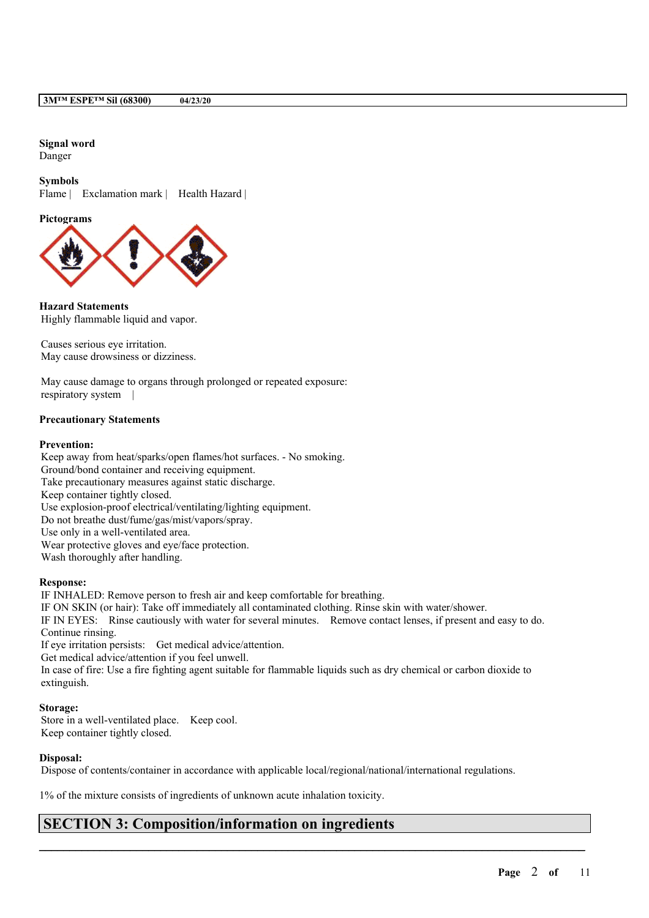**Signal word**
Danger

**Symbols**
Flame | Exclamation mark | Health Hazard |

**Pictograms**

**Hazard Statements**
Highly flammable liquid and vapor.

Causes serious eye irritation.
May cause drowsiness or dizziness.

May cause damage to organs through prolonged or repeated exposure:
respiratory system |

**Precautionary Statements**

**Prevention:**
Keep away from heat/sparks/open flames/hot surfaces. - No smoking.
Ground/bond container and receiving equipment.
Take precautionary measures against static discharge.
Keep container tightly closed.
Use explosion-proof electrical/ventilating/lighting equipment.
Do not breathe dust/fume/gas/mist/vapors/spray.
Use only in a well-ventilated area.
Wear protective gloves and eye/face protection.
Wash thoroughly after handling.

**Response:**
IF INHALED: Remove person to fresh air and keep comfortable for breathing.
IF ON SKIN (or hair): Take off immediately all contaminated clothing. Rinse skin with water/shower.
IF IN EYES: Rinse cautiously with water for several minutes. Remove contact lenses, if present and easy to do. Continue rinsing.
If eye irritation persists: Get medical advice/attention.
Get medical advice/attention if you feel unwell.
In case of fire: Use a fire fighting agent suitable for flammable liquids such as dry chemical or carbon dioxide to extinguish.

**Storage:**
Store in a well-ventilated place. Keep cool.
Keep container tightly closed.

**Disposal:**
Dispose of contents/container in accordance with applicable local/regional/national/international regulations.

1% of the mixture consists of ingredients of unknown acute inhalation toxicity.

## SECTION 3: Composition/information on ingredients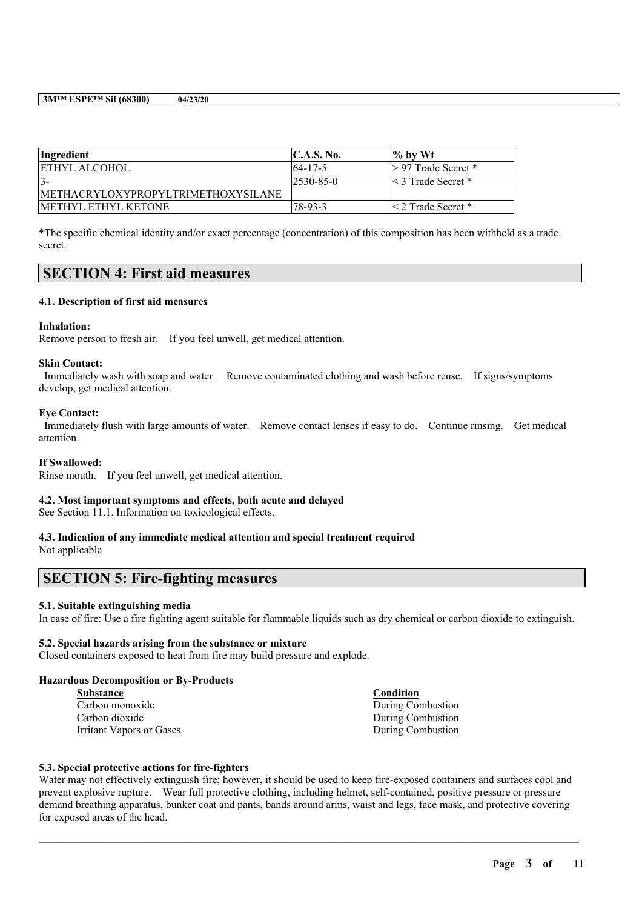| Ingredient | C.A.S. No. | % by Wt |
| --- | --- | --- |
| ETHYL ALCOHOL | 64-17-5 | > 97 Trade Secret * |
| 3-METHACRYLOXYPROPYLTRIMETHOXYSILANE | 2530-85-0 | < 3 Trade Secret * |
| METHYL ETHYL KETONE | 78-93-3 | < 2 Trade Secret * |

*The specific chemical identity and/or exact percentage (concentration) of this composition has been withheld as a trade secret.

## SECTION 4: First aid measures

### 4.1. Description of first aid measures

**Inhalation:**
Remove person to fresh air. If you feel unwell, get medical attention.

**Skin Contact:**
Immediately wash with soap and water. Remove contaminated clothing and wash before reuse. If signs/symptoms develop, get medical attention.

**Eye Contact:**
Immediately flush with large amounts of water. Remove contact lenses if easy to do. Continue rinsing. Get medical attention.

**If Swallowed:**
Rinse mouth. If you feel unwell, get medical attention.

### 4.2. Most important symptoms and effects, both acute and delayed

See Section 11.1. Information on toxicological effects.

### 4.3. Indication of any immediate medical attention and special treatment required

Not applicable

## SECTION 5: Fire-fighting measures

### 5.1. Suitable extinguishing media

In case of fire: Use a fire fighting agent suitable for flammable liquids such as dry chemical or carbon dioxide to extinguish.

### 5.2. Special hazards arising from the substance or mixture

Closed containers exposed to heat from fire may build pressure and explode.

**Hazardous Decomposition or By-Products**

| Substance | Condition |
| --- | --- |
| Carbon monoxide | During Combustion |
| Carbon dioxide | During Combustion |
| Irritant Vapors or Gases | During Combustion |

### 5.3. Special protective actions for fire-fighters

Water may not effectively extinguish fire; however, it should be used to keep fire-exposed containers and surfaces cool and prevent explosive rupture. Wear full protective clothing, including helmet, self-contained, positive pressure or pressure demand breathing apparatus, bunker coat and pants, bands around arms, waist and legs, face mask, and protective covering for exposed areas of the head.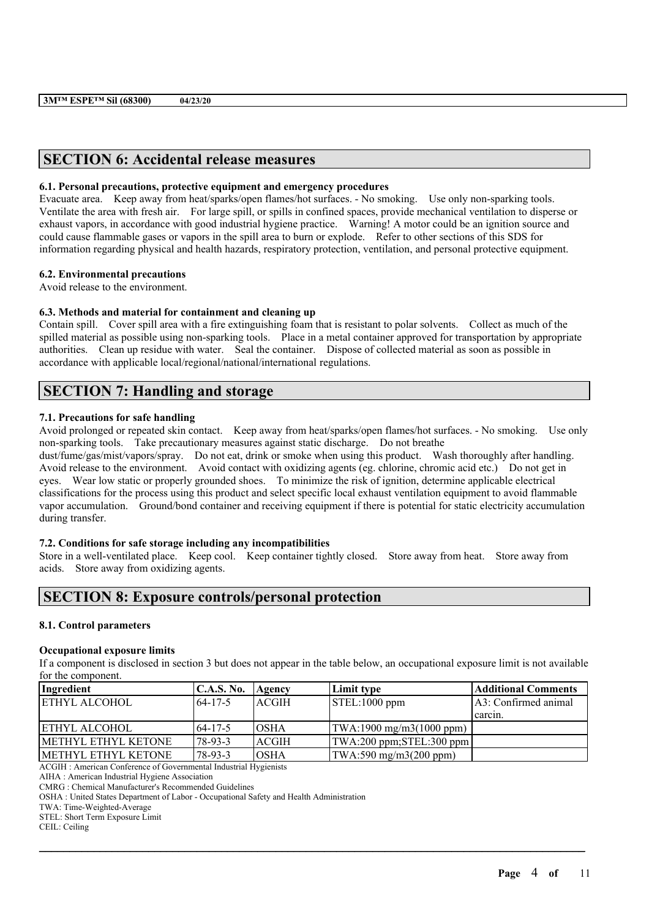## SECTION 6: Accidental release measures

### 6.1. Personal precautions, protective equipment and emergency procedures

Evacuate area. Keep away from heat/sparks/open flames/hot surfaces. - No smoking. Use only non-sparking tools. Ventilate the area with fresh air. For large spill, or spills in confined spaces, provide mechanical ventilation to disperse or exhaust vapors, in accordance with good industrial hygiene practice. Warning! A motor could be an ignition source and could cause flammable gases or vapors in the spill area to burn or explode. Refer to other sections of this SDS for information regarding physical and health hazards, respiratory protection, ventilation, and personal protective equipment.

### 6.2. Environmental precautions

Avoid release to the environment.

### 6.3. Methods and material for containment and cleaning up

Contain spill. Cover spill area with a fire extinguishing foam that is resistant to polar solvents. Collect as much of the spilled material as possible using non-sparking tools. Place in a metal container approved for transportation by appropriate authorities. Clean up residue with water. Seal the container. Dispose of collected material as soon as possible in accordance with applicable local/regional/national/international regulations.

## SECTION 7: Handling and storage

### 7.1. Precautions for safe handling

Avoid prolonged or repeated skin contact. Keep away from heat/sparks/open flames/hot surfaces. - No smoking. Use only non-sparking tools. Take precautionary measures against static discharge. Do not breathe dust/fume/gas/mist/vapors/spray. Do not eat, drink or smoke when using this product. Wash thoroughly after handling. Avoid release to the environment. Avoid contact with oxidizing agents (eg. chlorine, chromic acid etc.) Do not get in eyes. Wear low static or properly grounded shoes. To minimize the risk of ignition, determine applicable electrical classifications for the process using this product and select specific local exhaust ventilation equipment to avoid flammable vapor accumulation. Ground/bond container and receiving equipment if there is potential for static electricity accumulation during transfer.

### 7.2. Conditions for safe storage including any incompatibilities

Store in a well-ventilated place. Keep cool. Keep container tightly closed. Store away from heat. Store away from acids. Store away from oxidizing agents.

## SECTION 8: Exposure controls/personal protection

### 8.1. Control parameters

**Occupational exposure limits**

If a component is disclosed in section 3 but does not appear in the table below, an occupational exposure limit is not available for the component.

| Ingredient | C.A.S. No. | Agency | Limit type | Additional Comments |
|---|---|---|---|---|
| ETHYL ALCOHOL | 64-17-5 | ACGIH | STEL:1000 ppm | A3: Confirmed animal carcin. |
| ETHYL ALCOHOL | 64-17-5 | OSHA | TWA:1900 mg/m3(1000 ppm) | |
| METHYL ETHYL KETONE | 78-93-3 | ACGIH | TWA:200 ppm;STEL:300 ppm | |
| METHYL ETHYL KETONE | 78-93-3 | OSHA | TWA:590 mg/m3(200 ppm) | |

ACGIH : American Conference of Governmental Industrial Hygienists
AIHA : American Industrial Hygiene Association
CMRG : Chemical Manufacturer's Recommended Guidelines
OSHA : United States Department of Labor - Occupational Safety and Health Administration
TWA: Time-Weighted-Average
STEL: Short Term Exposure Limit
CEIL: Ceiling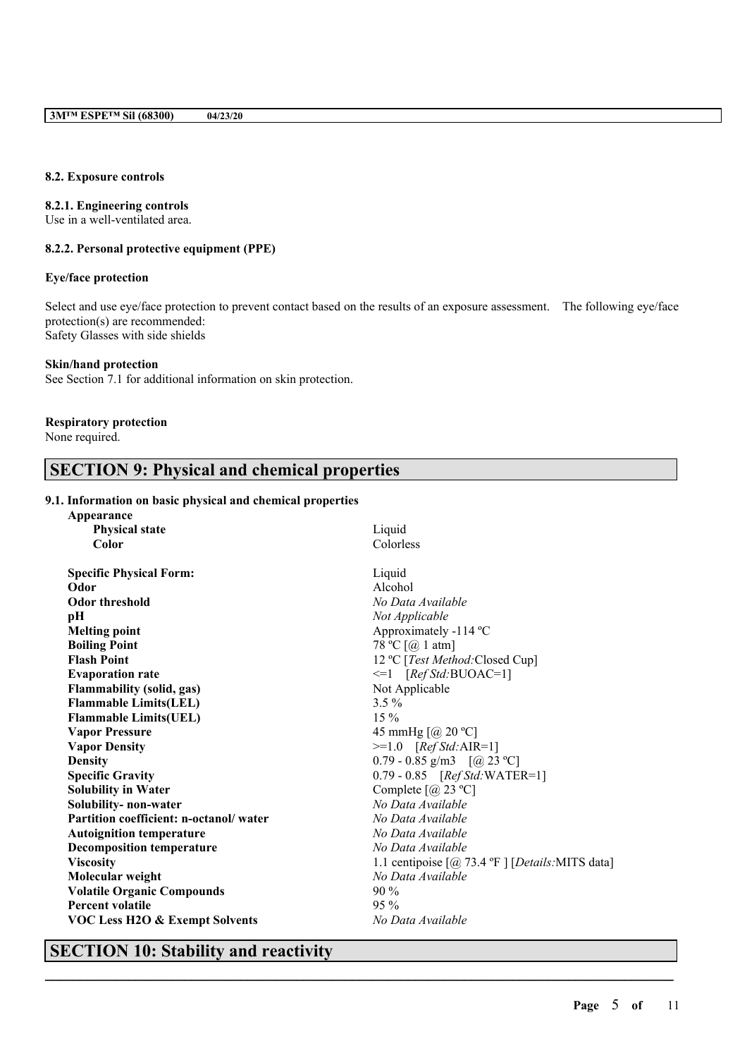#### 8.2. Exposure controls

**8.2.1. Engineering controls**
Use in a well-ventilated area.

**8.2.2. Personal protective equipment (PPE)**

**Eye/face protection**

Select and use eye/face protection to prevent contact based on the results of an exposure assessment. The following eye/face protection(s) are recommended:
Safety Glasses with side shields

**Skin/hand protection**
See Section 7.1 for additional information on skin protection.

**Respiratory protection**
None required.

## SECTION 9: Physical and chemical properties

**9.1. Information on basic physical and chemical properties**

| Property | Value |
|---|---|
| **Appearance** | |
| **Physical state** | Liquid |
| **Color** | Colorless |
| **Specific Physical Form:** | Liquid |
| **Odor** | Alcohol |
| **Odor threshold** | *No Data Available* |
| **pH** | *Not Applicable* |
| **Melting point** | Approximately -114 ºC |
| **Boiling Point** | 78 ºC [@ 1 atm] |
| **Flash Point** | 12 ºC [*Test Method:*Closed Cup] |
| **Evaporation rate** | <=1 [*Ref Std:*BUOAC=1] |
| **Flammability (solid, gas)** | Not Applicable |
| **Flammable Limits(LEL)** | 3.5 % |
| **Flammable Limits(UEL)** | 15 % |
| **Vapor Pressure** | 45 mmHg [@ 20 ºC] |
| **Vapor Density** | >=1.0 [*Ref Std:*AIR=1] |
| **Density** | 0.79 - 0.85 g/m3 [@ 23 ºC] |
| **Specific Gravity** | 0.79 - 0.85 [*Ref Std:*WATER=1] |
| **Solubility in Water** | Complete [@ 23 ºC] |
| **Solubility- non-water** | *No Data Available* |
| **Partition coefficient: n-octanol/ water** | *No Data Available* |
| **Autoignition temperature** | *No Data Available* |
| **Decomposition temperature** | *No Data Available* |
| **Viscosity** | 1.1 centipoise [@ 73.4 ºF ] [*Details:*MITS data] |
| **Molecular weight** | *No Data Available* |
| **Volatile Organic Compounds** | 90 % |
| **Percent volatile** | 95 % |
| **VOC Less H2O & Exempt Solvents** | *No Data Available* |

## SECTION 10: Stability and reactivity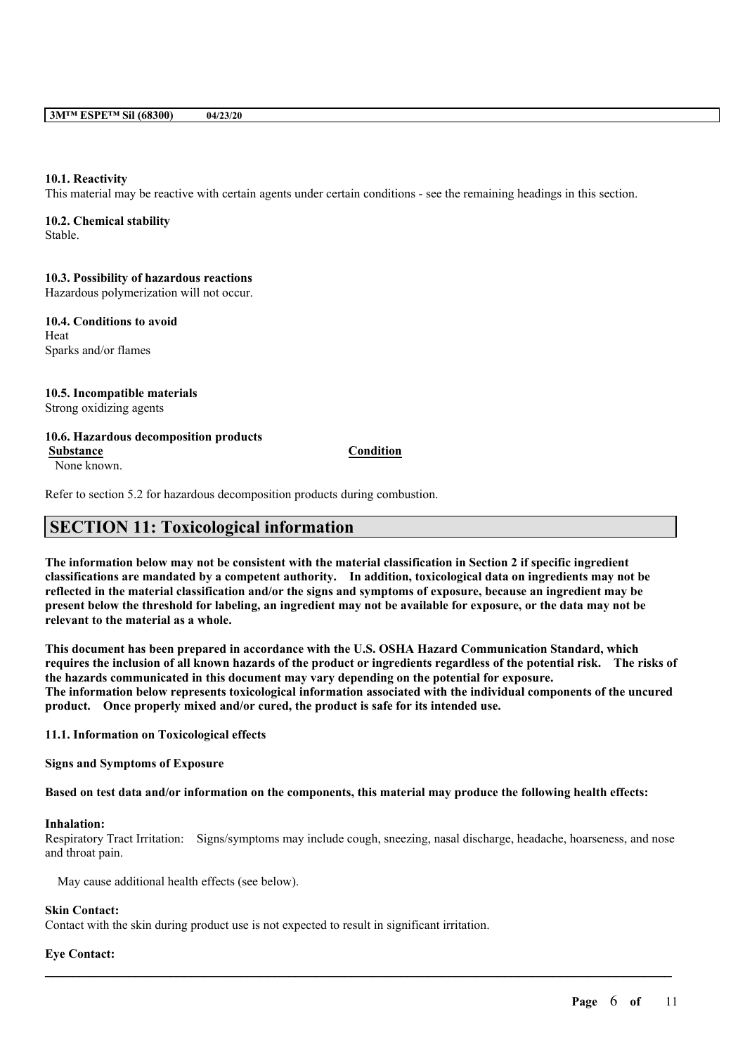**10.1. Reactivity**
This material may be reactive with certain agents under certain conditions - see the remaining headings in this section.

**10.2. Chemical stability**
Stable.

**10.3. Possibility of hazardous reactions**
Hazardous polymerization will not occur.

**10.4. Conditions to avoid**
Heat
Sparks and/or flames

**10.5. Incompatible materials**
Strong oxidizing agents

**10.6. Hazardous decomposition products**

| Substance | Condition |
|---|---|
| None known. | |

Refer to section 5.2 for hazardous decomposition products during combustion.

## SECTION 11: Toxicological information

**The information below may not be consistent with the material classification in Section 2 if specific ingredient classifications are mandated by a competent authority. In addition, toxicological data on ingredients may not be reflected in the material classification and/or the signs and symptoms of exposure, because an ingredient may be present below the threshold for labeling, an ingredient may not be available for exposure, or the data may not be relevant to the material as a whole.**

**This document has been prepared in accordance with the U.S. OSHA Hazard Communication Standard, which requires the inclusion of all known hazards of the product or ingredients regardless of the potential risk. The risks of the hazards communicated in this document may vary depending on the potential for exposure.**
**The information below represents toxicological information associated with the individual components of the uncured product. Once properly mixed and/or cured, the product is safe for its intended use.**

**11.1. Information on Toxicological effects**

**Signs and Symptoms of Exposure**

**Based on test data and/or information on the components, this material may produce the following health effects:**

**Inhalation:**
Respiratory Tract Irritation: Signs/symptoms may include cough, sneezing, nasal discharge, headache, hoarseness, and nose and throat pain.

May cause additional health effects (see below).

**Skin Contact:**
Contact with the skin during product use is not expected to result in significant irritation.

**Eye Contact:**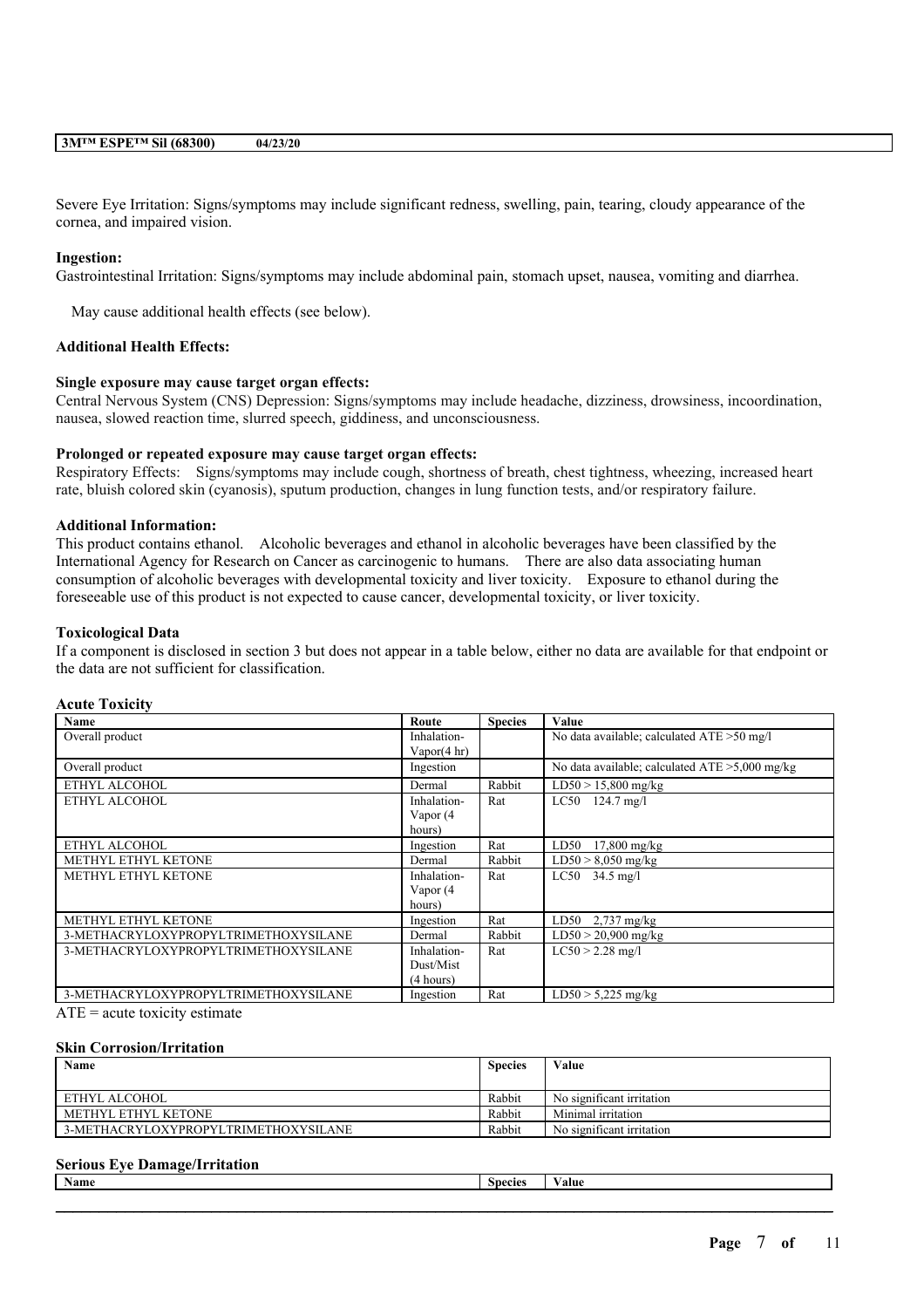Severe Eye Irritation: Signs/symptoms may include significant redness, swelling, pain, tearing, cloudy appearance of the cornea, and impaired vision.

**Ingestion:**

Gastrointestinal Irritation: Signs/symptoms may include abdominal pain, stomach upset, nausea, vomiting and diarrhea.

May cause additional health effects (see below).

**Additional Health Effects:**

**Single exposure may cause target organ effects:**

Central Nervous System (CNS) Depression: Signs/symptoms may include headache, dizziness, drowsiness, incoordination, nausea, slowed reaction time, slurred speech, giddiness, and unconsciousness.

**Prolonged or repeated exposure may cause target organ effects:**

Respiratory Effects: Signs/symptoms may include cough, shortness of breath, chest tightness, wheezing, increased heart rate, bluish colored skin (cyanosis), sputum production, changes in lung function tests, and/or respiratory failure.

**Additional Information:**

This product contains ethanol. Alcoholic beverages and ethanol in alcoholic beverages have been classified by the International Agency for Research on Cancer as carcinogenic to humans. There are also data associating human consumption of alcoholic beverages with developmental toxicity and liver toxicity. Exposure to ethanol during the foreseeable use of this product is not expected to cause cancer, developmental toxicity, or liver toxicity.

**Toxicological Data**

If a component is disclosed in section 3 but does not appear in a table below, either no data are available for that endpoint or the data are not sufficient for classification.

**Acute Toxicity**

| Name | Route | Species | Value |
|---|---|---|---|
| Overall product | Inhalation-Vapor(4 hr) | | No data available; calculated ATE >50 mg/l |
| Overall product | Ingestion | | No data available; calculated ATE >5,000 mg/kg |
| ETHYL ALCOHOL | Dermal | Rabbit | LD50 > 15,800 mg/kg |
| ETHYL ALCOHOL | Inhalation-Vapor (4 hours) | Rat | LC50 124.7 mg/l |
| ETHYL ALCOHOL | Ingestion | Rat | LD50 17,800 mg/kg |
| METHYL ETHYL KETONE | Dermal | Rabbit | LD50 > 8,050 mg/kg |
| METHYL ETHYL KETONE | Inhalation-Vapor (4 hours) | Rat | LC50 34.5 mg/l |
| METHYL ETHYL KETONE | Ingestion | Rat | LD50 2,737 mg/kg |
| 3-METHACRYLOXYPROPYLTRIMETHOXYSILANE | Dermal | Rabbit | LD50 > 20,900 mg/kg |
| 3-METHACRYLOXYPROPYLTRIMETHOXYSILANE | Inhalation-Dust/Mist (4 hours) | Rat | LC50 > 2.28 mg/l |
| 3-METHACRYLOXYPROPYLTRIMETHOXYSILANE | Ingestion | Rat | LD50 > 5,225 mg/kg |

ATE = acute toxicity estimate

**Skin Corrosion/Irritation**

| Name | Species | Value |
|---|---|---|
| ETHYL ALCOHOL | Rabbit | No significant irritation |
| METHYL ETHYL KETONE | Rabbit | Minimal irritation |
| 3-METHACRYLOXYPROPYLTRIMETHOXYSILANE | Rabbit | No significant irritation |

**Serious Eye Damage/Irritation**

| Name | Species | Value |
|---|---|---|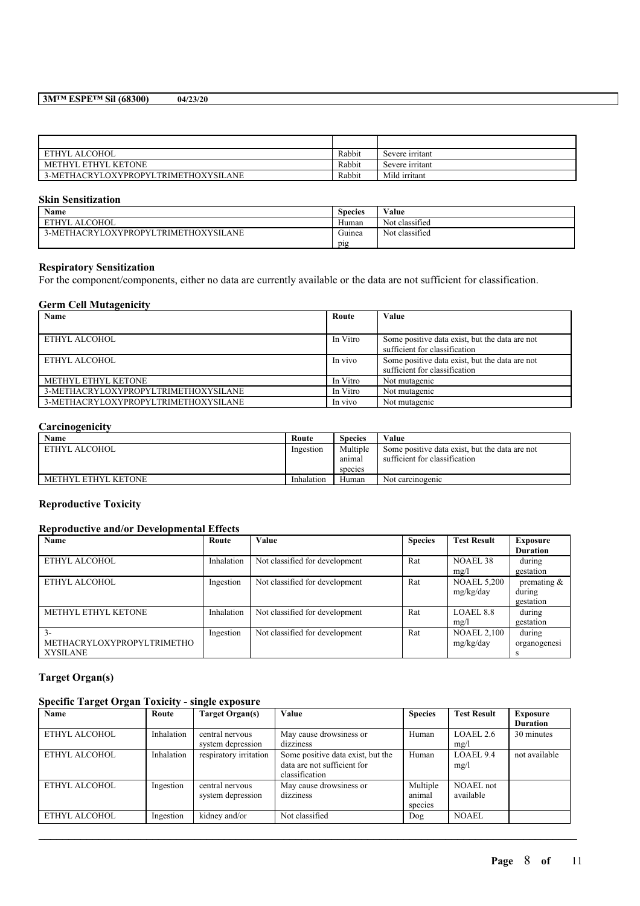| | | |
|---|---|---|
| ETHYL ALCOHOL | Rabbit | Severe irritant |
| METHYL ETHYL KETONE | Rabbit | Severe irritant |
| 3-METHACRYLOXYPROPYLTRIMETHOXYSILANE | Rabbit | Mild irritant |

### Skin Sensitization

| Name | Species | Value |
|---|---|---|
| ETHYL ALCOHOL | Human | Not classified |
| 3-METHACRYLOXYPROPYLTRIMETHOXYSILANE | Guinea pig | Not classified |

### Respiratory Sensitization

For the component/components, either no data are currently available or the data are not sufficient for classification.

### Germ Cell Mutagenicity

| Name | Route | Value |
|---|---|---|
| ETHYL ALCOHOL | In Vitro | Some positive data exist, but the data are not sufficient for classification |
| ETHYL ALCOHOL | In vivo | Some positive data exist, but the data are not sufficient for classification |
| METHYL ETHYL KETONE | In Vitro | Not mutagenic |
| 3-METHACRYLOXYPROPYLTRIMETHOXYSILANE | In Vitro | Not mutagenic |
| 3-METHACRYLOXYPROPYLTRIMETHOXYSILANE | In vivo | Not mutagenic |

### Carcinogenicity

| Name | Route | Species | Value |
|---|---|---|---|
| ETHYL ALCOHOL | Ingestion | Multiple animal species | Some positive data exist, but the data are not sufficient for classification |
| METHYL ETHYL KETONE | Inhalation | Human | Not carcinogenic |

### Reproductive Toxicity

### Reproductive and/or Developmental Effects

| Name | Route | Value | Species | Test Result | Exposure Duration |
|---|---|---|---|---|---|
| ETHYL ALCOHOL | Inhalation | Not classified for development | Rat | NOAEL 38 mg/l | during gestation |
| ETHYL ALCOHOL | Ingestion | Not classified for development | Rat | NOAEL 5,200 mg/kg/day | premating & during gestation |
| METHYL ETHYL KETONE | Inhalation | Not classified for development | Rat | LOAEL 8.8 mg/l | during gestation |
| 3-METHACRYLOXYPROPYLTRIMETHOXYSILANE | Ingestion | Not classified for development | Rat | NOAEL 2,100 mg/kg/day | during organogenesis |

### Target Organ(s)

### Specific Target Organ Toxicity - single exposure

| Name | Route | Target Organ(s) | Value | Species | Test Result | Exposure Duration |
|---|---|---|---|---|---|---|
| ETHYL ALCOHOL | Inhalation | central nervous system depression | May cause drowsiness or dizziness | Human | LOAEL 2.6 mg/l | 30 minutes |
| ETHYL ALCOHOL | Inhalation | respiratory irritation | Some positive data exist, but the data are not sufficient for classification | Human | LOAEL 9.4 mg/l | not available |
| ETHYL ALCOHOL | Ingestion | central nervous system depression | May cause drowsiness or dizziness | Multiple animal species | NOAEL not available | |
| ETHYL ALCOHOL | Ingestion | kidney and/or | Not classified | Dog | NOAEL | |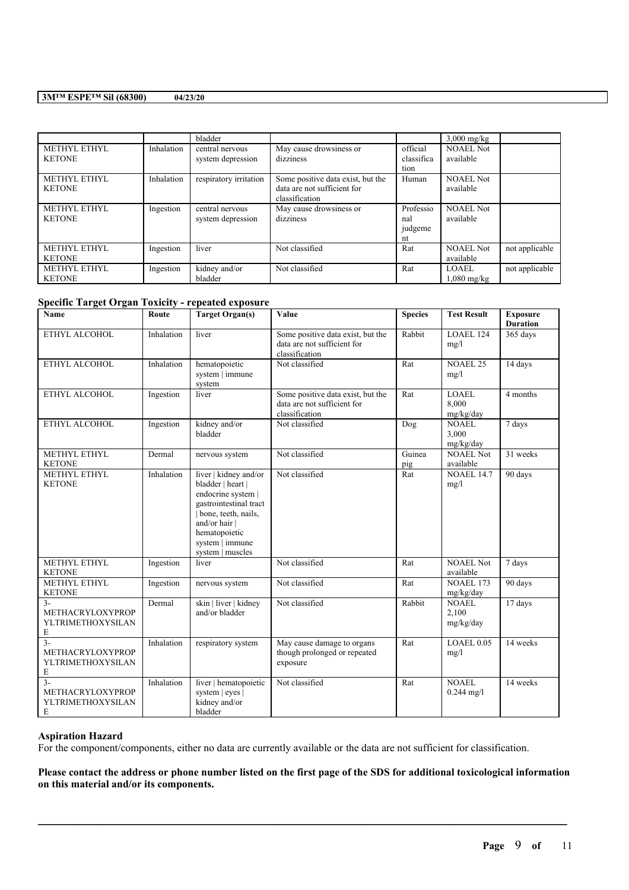|  |  | bladder |  |  | 3,000 mg/kg |  |
| --- | --- | --- | --- | --- | --- | --- |
| METHYL ETHYL KETONE | Inhalation | central nervous system depression | May cause drowsiness or dizziness | official classification | NOAEL Not available |  |
| METHYL ETHYL KETONE | Inhalation | respiratory irritation | Some positive data exist, but the data are not sufficient for classification | Human | NOAEL Not available |  |
| METHYL ETHYL KETONE | Ingestion | central nervous system depression | May cause drowsiness or dizziness | Professional judgement | NOAEL Not available |  |
| METHYL ETHYL KETONE | Ingestion | liver | Not classified | Rat | NOAEL Not available | not applicable |
| METHYL ETHYL KETONE | Ingestion | kidney and/or bladder | Not classified | Rat | LOAEL 1,080 mg/kg | not applicable |

**Specific Target Organ Toxicity - repeated exposure**

| Name | Route | Target Organ(s) | Value | Species | Test Result | Exposure Duration |
| --- | --- | --- | --- | --- | --- | --- |
| ETHYL ALCOHOL | Inhalation | liver | Some positive data exist, but the data are not sufficient for classification | Rabbit | LOAEL 124 mg/l | 365 days |
| ETHYL ALCOHOL | Inhalation | hematopoietic system \| immune system | Not classified | Rat | NOAEL 25 mg/l | 14 days |
| ETHYL ALCOHOL | Ingestion | liver | Some positive data exist, but the data are not sufficient for classification | Rat | LOAEL 8,000 mg/kg/day | 4 months |
| ETHYL ALCOHOL | Ingestion | kidney and/or bladder | Not classified | Dog | NOAEL 3,000 mg/kg/day | 7 days |
| METHYL ETHYL KETONE | Dermal | nervous system | Not classified | Guinea pig | NOAEL Not available | 31 weeks |
| METHYL ETHYL KETONE | Inhalation | liver \| kidney and/or bladder \| heart \| endocrine system \| gastrointestinal tract \| bone, teeth, nails, and/or hair \| hematopoietic system \| immune system \| muscles | Not classified | Rat | NOAEL 14.7 mg/l | 90 days |
| METHYL ETHYL KETONE | Ingestion | liver | Not classified | Rat | NOAEL Not available | 7 days |
| METHYL ETHYL KETONE | Ingestion | nervous system | Not classified | Rat | NOAEL 173 mg/kg/day | 90 days |
| 3-METHACRYLOXYPROPYLTRIMETHOXYSILANE | Dermal | skin \| liver \| kidney and/or bladder | Not classified | Rabbit | NOAEL 2,100 mg/kg/day | 17 days |
| 3-METHACRYLOXYPROPYLTRIMETHOXYSILANE | Inhalation | respiratory system | May cause damage to organs though prolonged or repeated exposure | Rat | LOAEL 0.05 mg/l | 14 weeks |
| 3-METHACRYLOXYPROPYLTRIMETHOXYSILANE | Inhalation | liver \| hematopoietic system \| eyes \| kidney and/or bladder | Not classified | Rat | NOAEL 0.244 mg/l | 14 weeks |

**Aspiration Hazard**

For the component/components, either no data are currently available or the data are not sufficient for classification.

**Please contact the address or phone number listed on the first page of the SDS for additional toxicological information on this material and/or its components.**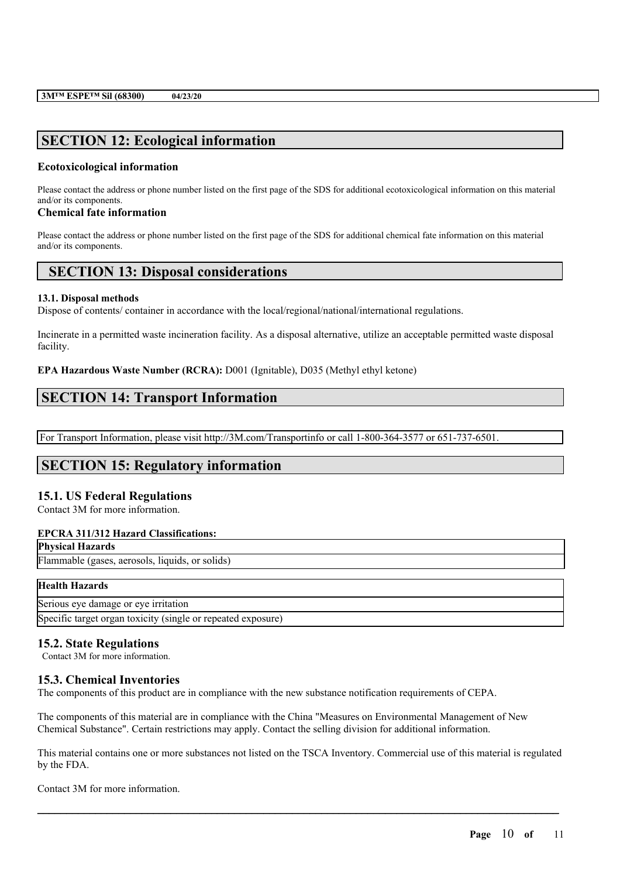## SECTION 12: Ecological information

### Ecotoxicological information

Please contact the address or phone number listed on the first page of the SDS for additional ecotoxicological information on this material and/or its components.

### Chemical fate information

Please contact the address or phone number listed on the first page of the SDS for additional chemical fate information on this material and/or its components.

## SECTION 13: Disposal considerations

**13.1. Disposal methods**

Dispose of contents/ container in accordance with the local/regional/national/international regulations.

Incinerate in a permitted waste incineration facility. As a disposal alternative, utilize an acceptable permitted waste disposal facility.

**EPA Hazardous Waste Number (RCRA):** D001 (Ignitable), D035 (Methyl ethyl ketone)

## SECTION 14: Transport Information

For Transport Information, please visit http://3M.com/Transportinfo or call 1-800-364-3577 or 651-737-6501.

## SECTION 15: Regulatory information

### 15.1. US Federal Regulations

Contact 3M for more information.

**EPCRA 311/312 Hazard Classifications:**

| **Physical Hazards** |
| --- |
| Flammable (gases, aerosols, liquids, or solids) |

| **Health Hazards** |
| --- |
| Serious eye damage or eye irritation |
| Specific target organ toxicity (single or repeated exposure) |

### 15.2. State Regulations

Contact 3M for more information.

### 15.3. Chemical Inventories

The components of this product are in compliance with the new substance notification requirements of CEPA.

The components of this material are in compliance with the China "Measures on Environmental Management of New Chemical Substance". Certain restrictions may apply. Contact the selling division for additional information.

This material contains one or more substances not listed on the TSCA Inventory. Commercial use of this material is regulated by the FDA.

Contact 3M for more information.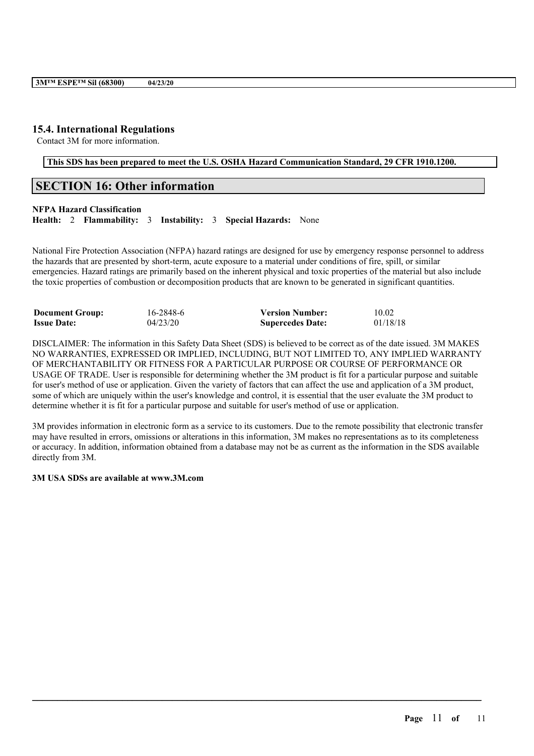## 15.4. International Regulations

Contact 3M for more information.

**This SDS has been prepared to meet the U.S. OSHA Hazard Communication Standard, 29 CFR 1910.1200.**

# SECTION 16: Other information

**NFPA Hazard Classification**

**Health:** 2 **Flammability:** 3 **Instability:** 3 **Special Hazards:** None

National Fire Protection Association (NFPA) hazard ratings are designed for use by emergency response personnel to address the hazards that are presented by short-term, acute exposure to a material under conditions of fire, spill, or similar emergencies. Hazard ratings are primarily based on the inherent physical and toxic properties of the material but also include the toxic properties of combustion or decomposition products that are known to be generated in significant quantities.

| | | | |
|---|---|---|---|
| **Document Group:** | 16-2848-6 | **Version Number:** | 10.02 |
| **Issue Date:** | 04/23/20 | **Supercedes Date:** | 01/18/18 |

DISCLAIMER: The information in this Safety Data Sheet (SDS) is believed to be correct as of the date issued. 3M MAKES NO WARRANTIES, EXPRESSED OR IMPLIED, INCLUDING, BUT NOT LIMITED TO, ANY IMPLIED WARRANTY OF MERCHANTABILITY OR FITNESS FOR A PARTICULAR PURPOSE OR COURSE OF PERFORMANCE OR USAGE OF TRADE. User is responsible for determining whether the 3M product is fit for a particular purpose and suitable for user's method of use or application. Given the variety of factors that can affect the use and application of a 3M product, some of which are uniquely within the user's knowledge and control, it is essential that the user evaluate the 3M product to determine whether it is fit for a particular purpose and suitable for user's method of use or application.

3M provides information in electronic form as a service to its customers. Due to the remote possibility that electronic transfer may have resulted in errors, omissions or alterations in this information, 3M makes no representations as to its completeness or accuracy. In addition, information obtained from a database may not be as current as the information in the SDS available directly from 3M.

**3M USA SDSs are available at www.3M.com**